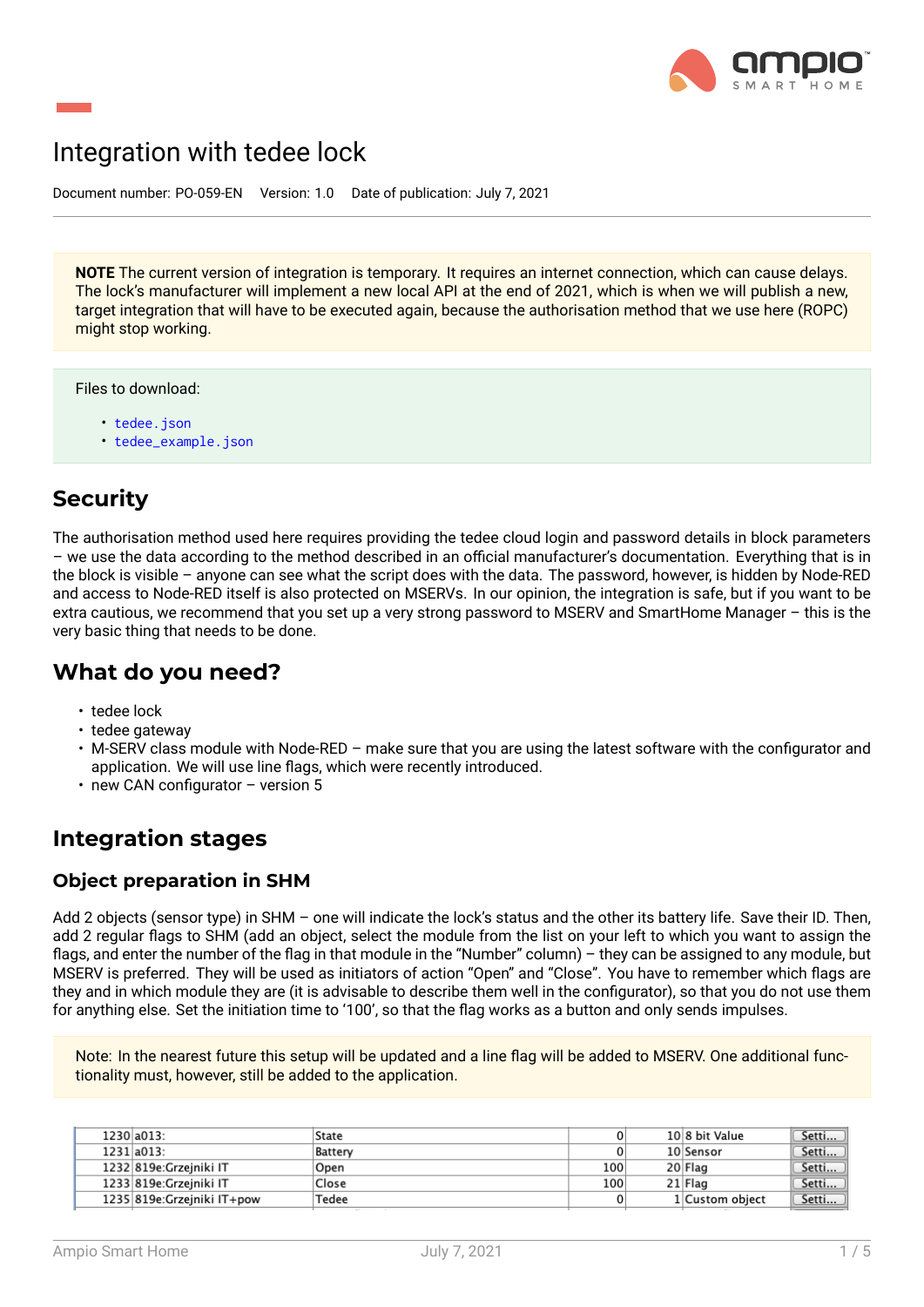# Integration with tedee lock

Document number: PO-059-EN Version: 1.0 Date of publication: July 7, 2021

**NOTE** The current version of integration is temporary. It requires an internet connection, which can cause delays. The lock's manufacturer will implement a new local API at the end of 2021, which is when we will publish a new, target integration that will have to be executed again, because the authorisation method that we use here (ROPC) might stop working.

Files to download:

- `tedee.json`
- `tedee_example.json`

## Security

The authorisation method used here requires providing the tedee cloud login and password details in block parameters – we use the data according to the method described in an official manufacturer's documentation. Everything that is in the block is visible – anyone can see what the script does with the data. The password, however, is hidden by Node-RED and access to Node-RED itself is also protected on MSERVs. In our opinion, the integration is safe, but if you want to be extra cautious, we recommend that you set up a very strong password to MSERV and SmartHome Manager – this is the very basic thing that needs to be done.

## What do you need?

- tedee lock
- tedee gateway
- M-SERV class module with Node-RED – make sure that you are using the latest software with the configurator and application. We will use line flags, which were recently introduced.
- new CAN configurator – version 5

## Integration stages

### Object preparation in SHM

Add 2 objects (sensor type) in SHM – one will indicate the lock's status and the other its battery life. Save their ID. Then, add 2 regular flags to SHM (add an object, select the module from the list on your left to which you want to assign the flags, and enter the number of the flag in that module in the "Number" column) – they can be assigned to any module, but MSERV is preferred. They will be used as initiators of action "Open" and "Close". You have to remember which flags are they and in which module they are (it is advisable to describe them well in the configurator), so that you do not use them for anything else. Set the initiation time to '100', so that the flag works as a button and only sends impulses.

Note: In the nearest future this setup will be updated and a line flag will be added to MSERV. One additional functionality must, however, still be added to the application.

| | | | | | | |
|---|---|---|---|---|---|---|
| 1230 | a013: | State | 0 | 10 | 8 bit Value | Setti... |
| 1231 | a013: | Battery | 0 | 10 | Sensor | Setti... |
| 1232 | 819e:Grzejniki IT | Open | 100 | 20 | Flag | Setti... |
| 1233 | 819e:Grzejniki IT | Close | 100 | 21 | Flag | Setti... |
| 1235 | 819e:Grzejniki IT+pow | Tedee | 0 | 1 | Custom object | Setti... |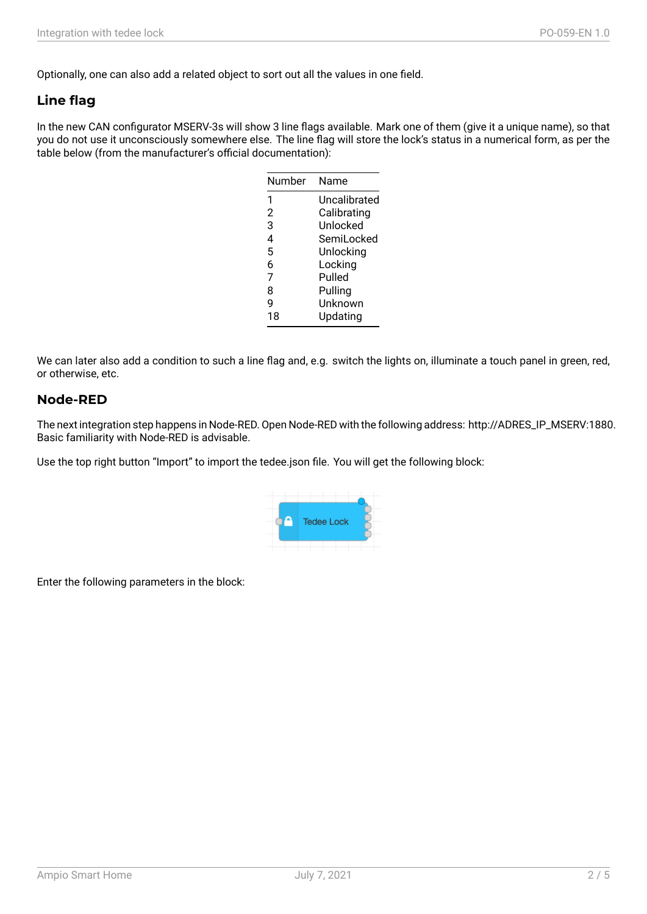Optionally, one can also add a related object to sort out all the values in one field.

## Line flag

In the new CAN configurator MSERV-3s will show 3 line flags available. Mark one of them (give it a unique name), so that you do not use it unconsciously somewhere else. The line flag will store the lock's status in a numerical form, as per the table below (from the manufacturer's official documentation):

| Number | Name |
|---|---|
| 1 | Uncalibrated |
| 2 | Calibrating |
| 3 | Unlocked |
| 4 | SemiLocked |
| 5 | Unlocking |
| 6 | Locking |
| 7 | Pulled |
| 8 | Pulling |
| 9 | Unknown |
| 18 | Updating |

We can later also add a condition to such a line flag and, e.g. switch the lights on, illuminate a touch panel in green, red, or otherwise, etc.

## Node-RED

The next integration step happens in Node-RED. Open Node-RED with the following address: http://ADRES_IP_MSERV:1880. Basic familiarity with Node-RED is advisable.

Use the top right button "Import" to import the tedee.json file. You will get the following block:

Tedee Lock

Enter the following parameters in the block: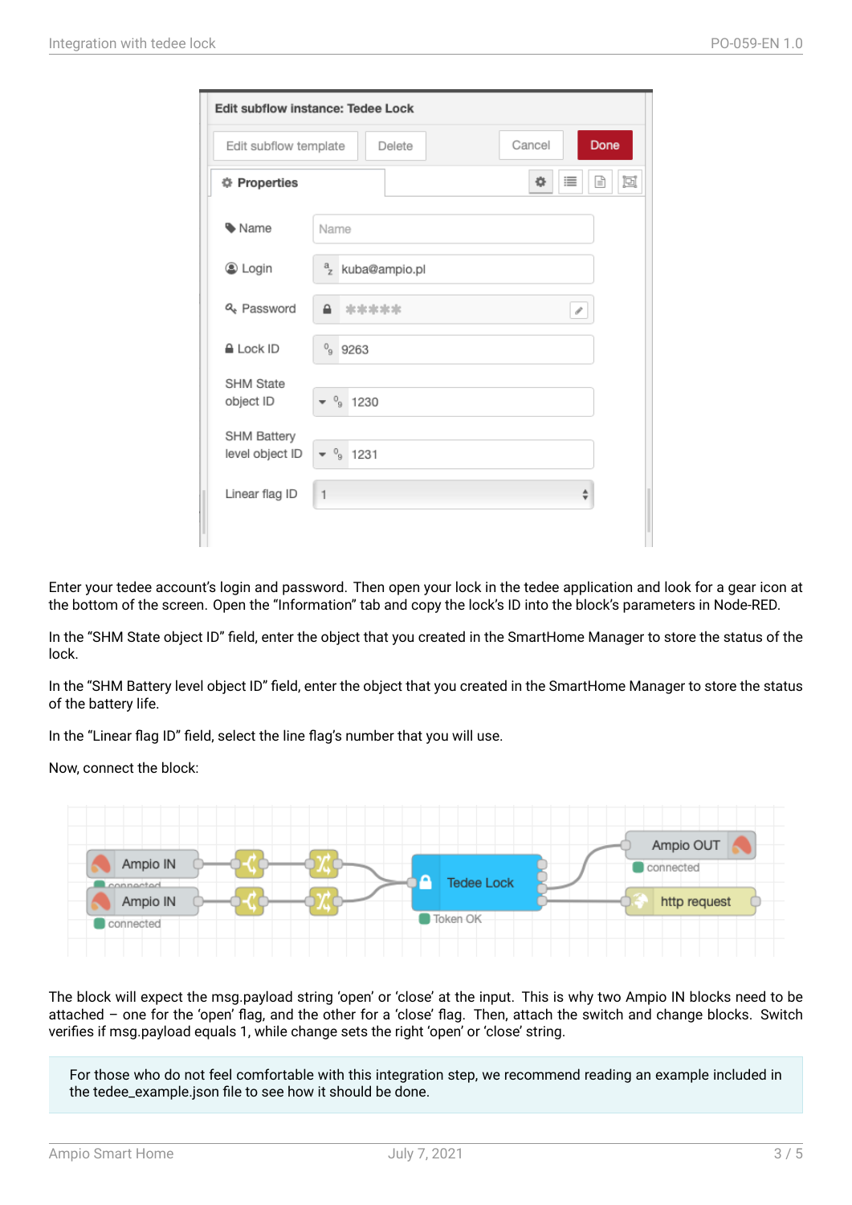Enter your tedee account's login and password. Then open your lock in the tedee application and look for a gear icon at the bottom of the screen. Open the "Information" tab and copy the lock's ID into the block's parameters in Node-RED.

In the "SHM State object ID" field, enter the object that you created in the SmartHome Manager to store the status of the lock.

In the "SHM Battery level object ID" field, enter the object that you created in the SmartHome Manager to store the status of the battery life.

In the "Linear flag ID" field, select the line flag's number that you will use.

Now, connect the block:

The block will expect the msg.payload string 'open' or 'close' at the input. This is why two Ampio IN blocks need to be attached – one for the 'open' flag, and the other for a 'close' flag. Then, attach the switch and change blocks. Switch verifies if msg.payload equals 1, while change sets the right 'open' or 'close' string.

For those who do not feel comfortable with this integration step, we recommend reading an example included in the tedee_example.json file to see how it should be done.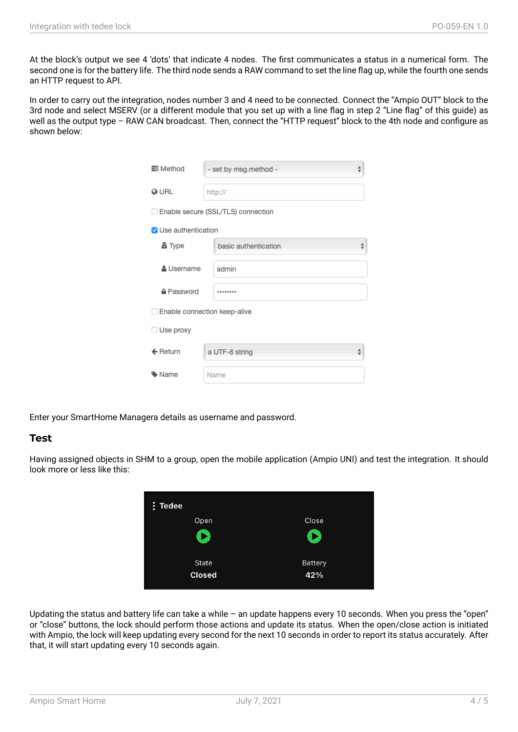At the block's output we see 4 'dots' that indicate 4 nodes. The first communicates a status in a numerical form. The second one is for the battery life. The third node sends a RAW command to set the line flag up, while the fourth one sends an HTTP request to API.

In order to carry out the integration, nodes number 3 and 4 need to be connected. Connect the "Ampio OUT" block to the 3rd node and select MSERV (or a different module that you set up with a line flag in step 2 "Line flag" of this guide) as well as the output type – RAW CAN broadcast. Then, connect the "HTTP request" block to the 4th node and configure as shown below:

Enter your SmartHome Managera details as username and password.

## Test

Having assigned objects in SHM to a group, open the mobile application (Ampio UNI) and test the integration. It should look more or less like this:

Updating the status and battery life can take a while – an update happens every 10 seconds. When you press the "open" or "close" buttons, the lock should perform those actions and update its status. When the open/close action is initiated with Ampio, the lock will keep updating every second for the next 10 seconds in order to report its status accurately. After that, it will start updating every 10 seconds again.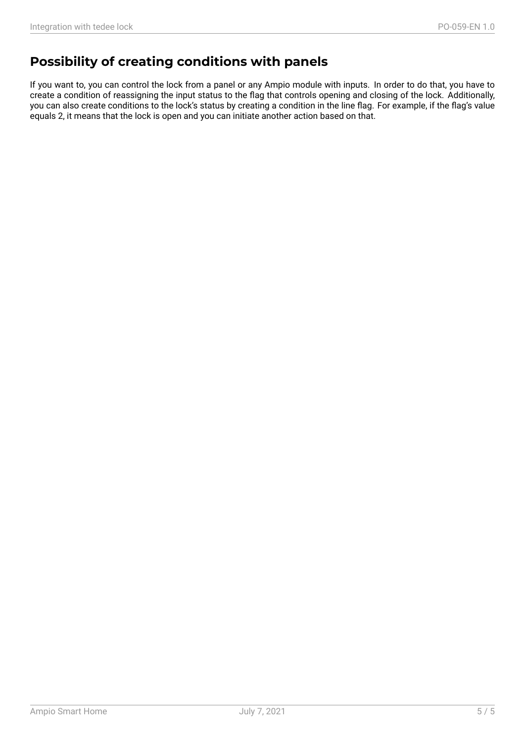## Possibility of creating conditions with panels

If you want to, you can control the lock from a panel or any Ampio module with inputs. In order to do that, you have to create a condition of reassigning the input status to the flag that controls opening and closing of the lock. Additionally, you can also create conditions to the lock's status by creating a condition in the line flag. For example, if the flag's value equals 2, it means that the lock is open and you can initiate another action based on that.